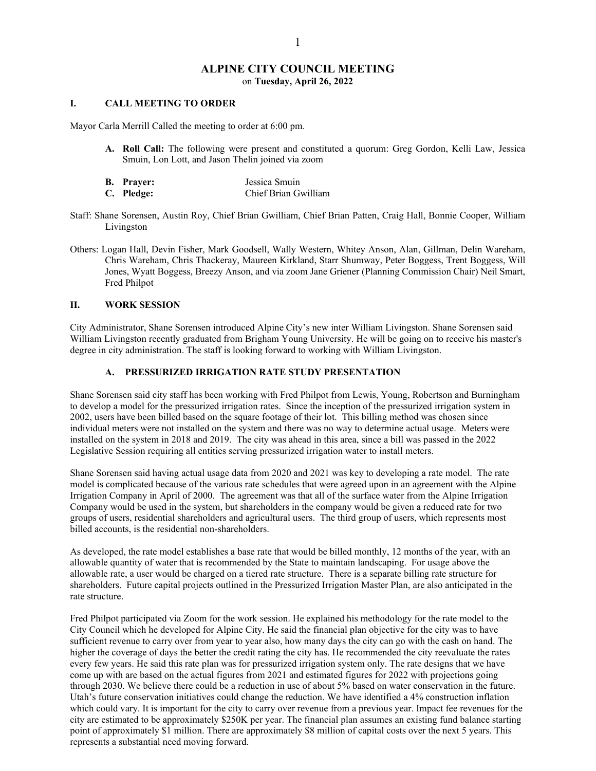# ALPINE CITY COUNCIL MEETING

on **Tuesday, April 26, 2022**

## I. CALL MEETING TO ORDER

Mayor Carla Merrill Called the meeting to order at 6:00 pm.

**A. Roll Call:** The following were present and constituted a quorum: Greg Gordon, Kelli Law, Jessica Smuin, Lon Lott, and Jason Thelin joined via zoom

**B. Prayer:** Jessica Smuin

**C. Pledge:** Chief Brian Gwilliam

Staff: Shane Sorensen, Austin Roy, Chief Brian Gwilliam, Chief Brian Patten, Craig Hall, Bonnie Cooper, William Livingston

Others: Logan Hall, Devin Fisher, Mark Goodsell, Wally Western, Whitey Anson, Alan, Gillman, Delin Wareham, Chris Wareham, Chris Thackeray, Maureen Kirkland, Starr Shumway, Peter Boggess, Trent Boggess, Will Jones, Wyatt Boggess, Breezy Anson, and via zoom Jane Griener (Planning Commission Chair) Neil Smart, Fred Philpot

## II. WORK SESSION

City Administrator, Shane Sorensen introduced Alpine City's new inter William Livingston. Shane Sorensen said William Livingston recently graduated from Brigham Young University. He will be going on to receive his master's degree in city administration. The staff is looking forward to working with William Livingston.

### A. PRESSURIZED IRRIGATION RATE STUDY PRESENTATION

Shane Sorensen said city staff has been working with Fred Philpot from Lewis, Young, Robertson and Burningham to develop a model for the pressurized irrigation rates. Since the inception of the pressurized irrigation system in 2002, users have been billed based on the square footage of their lot. This billing method was chosen since individual meters were not installed on the system and there was no way to determine actual usage. Meters were installed on the system in 2018 and 2019. The city was ahead in this area, since a bill was passed in the 2022 Legislative Session requiring all entities serving pressurized irrigation water to install meters.

Shane Sorensen said having actual usage data from 2020 and 2021 was key to developing a rate model. The rate model is complicated because of the various rate schedules that were agreed upon in an agreement with the Alpine Irrigation Company in April of 2000. The agreement was that all of the surface water from the Alpine Irrigation Company would be used in the system, but shareholders in the company would be given a reduced rate for two groups of users, residential shareholders and agricultural users. The third group of users, which represents most billed accounts, is the residential non-shareholders.

As developed, the rate model establishes a base rate that would be billed monthly, 12 months of the year, with an allowable quantity of water that is recommended by the State to maintain landscaping. For usage above the allowable rate, a user would be charged on a tiered rate structure. There is a separate billing rate structure for shareholders. Future capital projects outlined in the Pressurized Irrigation Master Plan, are also anticipated in the rate structure.

Fred Philpot participated via Zoom for the work session. He explained his methodology for the rate model to the City Council which he developed for Alpine City. He said the financial plan objective for the city was to have sufficient revenue to carry over from year to year also, how many days the city can go with the cash on hand. The higher the coverage of days the better the credit rating the city has. He recommended the city reevaluate the rates every few years. He said this rate plan was for pressurized irrigation system only. The rate designs that we have come up with are based on the actual figures from 2021 and estimated figures for 2022 with projections going through 2030. We believe there could be a reduction in use of about 5% based on water conservation in the future. Utah's future conservation initiatives could change the reduction. We have identified a 4% construction inflation which could vary. It is important for the city to carry over revenue from a previous year. Impact fee revenues for the city are estimated to be approximately $250K per year. The financial plan assumes an existing fund balance starting point of approximately $1 million. There are approximately $8 million of capital costs over the next 5 years. This represents a substantial need moving forward.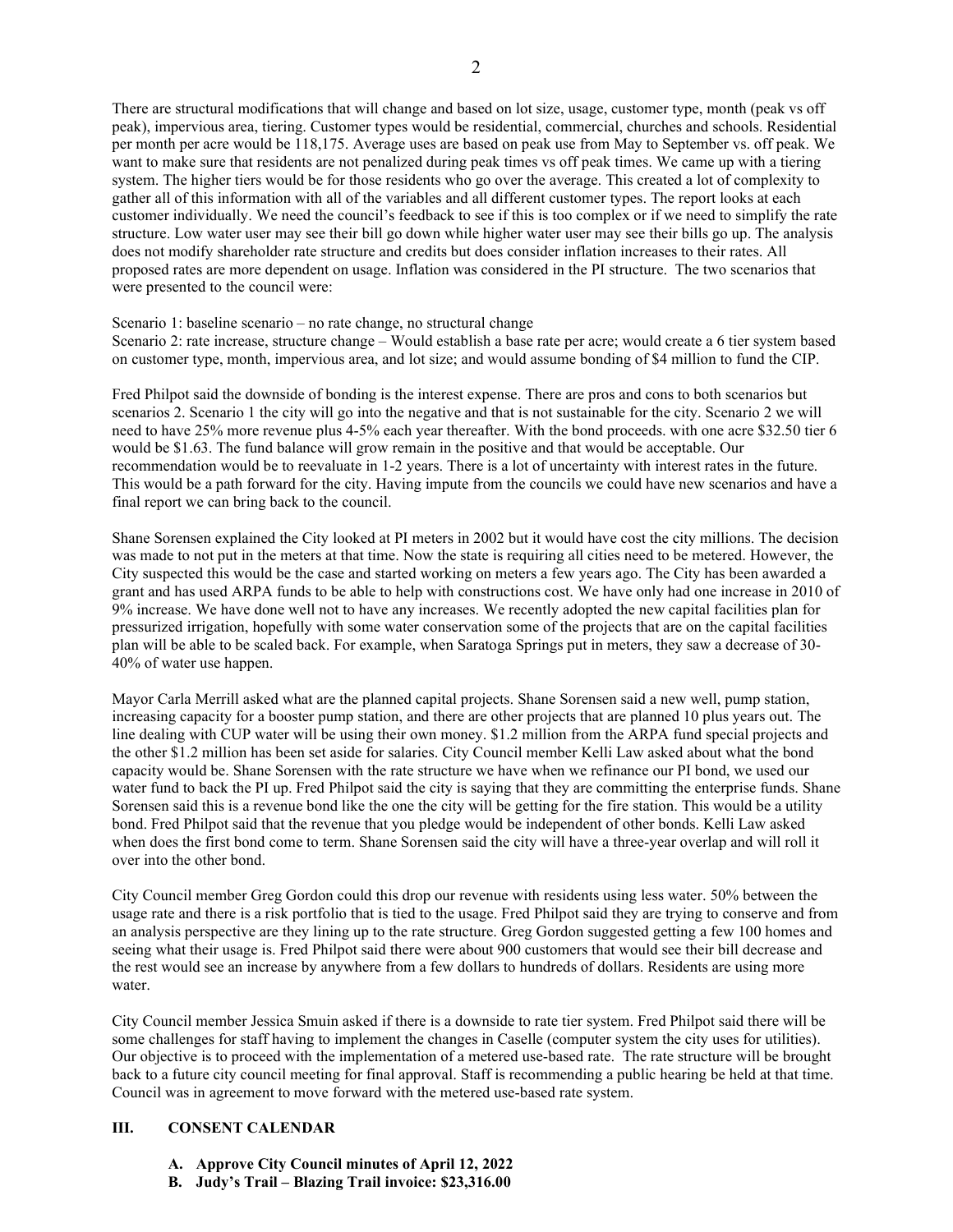There are structural modifications that will change and based on lot size, usage, customer type, month (peak vs off peak), impervious area, tiering. Customer types would be residential, commercial, churches and schools. Residential per month per acre would be 118,175. Average uses are based on peak use from May to September vs. off peak. We want to make sure that residents are not penalized during peak times vs off peak times. We came up with a tiering system. The higher tiers would be for those residents who go over the average. This created a lot of complexity to gather all of this information with all of the variables and all different customer types. The report looks at each customer individually. We need the council's feedback to see if this is too complex or if we need to simplify the rate structure. Low water user may see their bill go down while higher water user may see their bills go up. The analysis does not modify shareholder rate structure and credits but does consider inflation increases to their rates. All proposed rates are more dependent on usage. Inflation was considered in the PI structure. The two scenarios that were presented to the council were:

Scenario 1: baseline scenario – no rate change, no structural change
Scenario 2: rate increase, structure change – Would establish a base rate per acre; would create a 6 tier system based on customer type, month, impervious area, and lot size; and would assume bonding of $4 million to fund the CIP.

Fred Philpot said the downside of bonding is the interest expense. There are pros and cons to both scenarios but scenarios 2. Scenario 1 the city will go into the negative and that is not sustainable for the city. Scenario 2 we will need to have 25% more revenue plus 4-5% each year thereafter. With the bond proceeds. with one acre $32.50 tier 6 would be $1.63. The fund balance will grow remain in the positive and that would be acceptable. Our recommendation would be to reevaluate in 1-2 years. There is a lot of uncertainty with interest rates in the future. This would be a path forward for the city. Having impute from the councils we could have new scenarios and have a final report we can bring back to the council.

Shane Sorensen explained the City looked at PI meters in 2002 but it would have cost the city millions. The decision was made to not put in the meters at that time. Now the state is requiring all cities need to be metered. However, the City suspected this would be the case and started working on meters a few years ago. The City has been awarded a grant and has used ARPA funds to be able to help with constructions cost. We have only had one increase in 2010 of 9% increase. We have done well not to have any increases. We recently adopted the new capital facilities plan for pressurized irrigation, hopefully with some water conservation some of the projects that are on the capital facilities plan will be able to be scaled back. For example, when Saratoga Springs put in meters, they saw a decrease of 30-40% of water use happen.

Mayor Carla Merrill asked what are the planned capital projects. Shane Sorensen said a new well, pump station, increasing capacity for a booster pump station, and there are other projects that are planned 10 plus years out. The line dealing with CUP water will be using their own money. $1.2 million from the ARPA fund special projects and the other $1.2 million has been set aside for salaries. City Council member Kelli Law asked about what the bond capacity would be. Shane Sorensen with the rate structure we have when we refinance our PI bond, we used our water fund to back the PI up. Fred Philpot said the city is saying that they are committing the enterprise funds. Shane Sorensen said this is a revenue bond like the one the city will be getting for the fire station. This would be a utility bond. Fred Philpot said that the revenue that you pledge would be independent of other bonds. Kelli Law asked when does the first bond come to term. Shane Sorensen said the city will have a three-year overlap and will roll it over into the other bond.

City Council member Greg Gordon could this drop our revenue with residents using less water. 50% between the usage rate and there is a risk portfolio that is tied to the usage. Fred Philpot said they are trying to conserve and from an analysis perspective are they lining up to the rate structure. Greg Gordon suggested getting a few 100 homes and seeing what their usage is. Fred Philpot said there were about 900 customers that would see their bill decrease and the rest would see an increase by anywhere from a few dollars to hundreds of dollars. Residents are using more water.

City Council member Jessica Smuin asked if there is a downside to rate tier system. Fred Philpot said there will be some challenges for staff having to implement the changes in Caselle (computer system the city uses for utilities). Our objective is to proceed with the implementation of a metered use-based rate. The rate structure will be brought back to a future city council meeting for final approval. Staff is recommending a public hearing be held at that time. Council was in agreement to move forward with the metered use-based rate system.

## III. CONSENT CALENDAR

- **A. Approve City Council minutes of April 12, 2022**
- **B. Judy's Trail – Blazing Trail invoice: $23,316.00**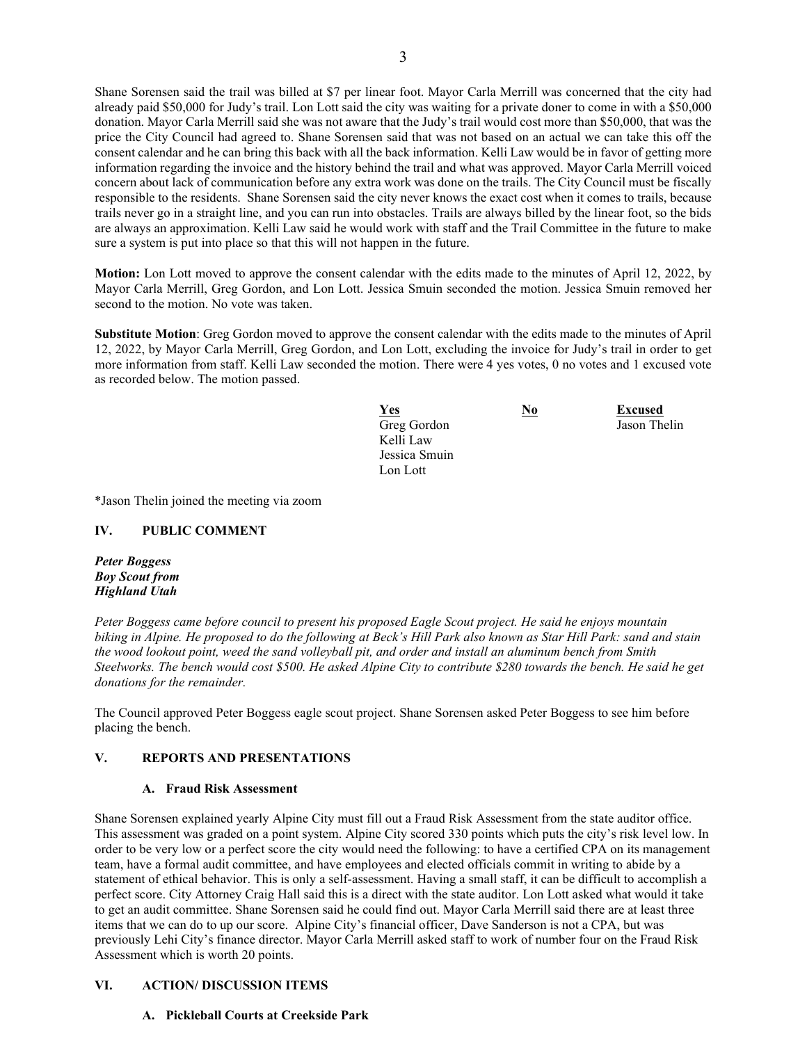Shane Sorensen said the trail was billed at $7 per linear foot. Mayor Carla Merrill was concerned that the city had already paid $50,000 for Judy's trail. Lon Lott said the city was waiting for a private doner to come in with a $50,000 donation. Mayor Carla Merrill said she was not aware that the Judy's trail would cost more than $50,000, that was the price the City Council had agreed to. Shane Sorensen said that was not based on an actual we can take this off the consent calendar and he can bring this back with all the back information. Kelli Law would be in favor of getting more information regarding the invoice and the history behind the trail and what was approved. Mayor Carla Merrill voiced concern about lack of communication before any extra work was done on the trails. The City Council must be fiscally responsible to the residents. Shane Sorensen said the city never knows the exact cost when it comes to trails, because trails never go in a straight line, and you can run into obstacles. Trails are always billed by the linear foot, so the bids are always an approximation. Kelli Law said he would work with staff and the Trail Committee in the future to make sure a system is put into place so that this will not happen in the future.

**Motion:** Lon Lott moved to approve the consent calendar with the edits made to the minutes of April 12, 2022, by Mayor Carla Merrill, Greg Gordon, and Lon Lott. Jessica Smuin seconded the motion. Jessica Smuin removed her second to the motion. No vote was taken.

**Substitute Motion**: Greg Gordon moved to approve the consent calendar with the edits made to the minutes of April 12, 2022, by Mayor Carla Merrill, Greg Gordon, and Lon Lott, excluding the invoice for Judy's trail in order to get more information from staff. Kelli Law seconded the motion. There were 4 yes votes, 0 no votes and 1 excused vote as recorded below. The motion passed.

| Yes | No | Excused |
|---|---|---|
| Greg Gordon | | Jason Thelin |
| Kelli Law | | |
| Jessica Smuin | | |
| Lon Lott | | |

*Jason Thelin joined the meeting via zoom

## IV. PUBLIC COMMENT

***Peter Boggess***
***Boy Scout from***
***Highland Utah***

*Peter Boggess came before council to present his proposed Eagle Scout project. He said he enjoys mountain biking in Alpine. He proposed to do the following at Beck's Hill Park also known as Star Hill Park: sand and stain the wood lookout point, weed the sand volleyball pit, and order and install an aluminum bench from Smith Steelworks. The bench would cost $500. He asked Alpine City to contribute $280 towards the bench. He said he get donations for the remainder.*

The Council approved Peter Boggess eagle scout project. Shane Sorensen asked Peter Boggess to see him before placing the bench.

## V. REPORTS AND PRESENTATIONS

### A. Fraud Risk Assessment

Shane Sorensen explained yearly Alpine City must fill out a Fraud Risk Assessment from the state auditor office. This assessment was graded on a point system. Alpine City scored 330 points which puts the city's risk level low. In order to be very low or a perfect score the city would need the following: to have a certified CPA on its management team, have a formal audit committee, and have employees and elected officials commit in writing to abide by a statement of ethical behavior. This is only a self-assessment. Having a small staff, it can be difficult to accomplish a perfect score. City Attorney Craig Hall said this is a direct with the state auditor. Lon Lott asked what would it take to get an audit committee. Shane Sorensen said he could find out. Mayor Carla Merrill said there are at least three items that we can do to up our score. Alpine City's financial officer, Dave Sanderson is not a CPA, but was previously Lehi City's finance director. Mayor Carla Merrill asked staff to work of number four on the Fraud Risk Assessment which is worth 20 points.

## VI. ACTION/ DISCUSSION ITEMS

### A. Pickleball Courts at Creekside Park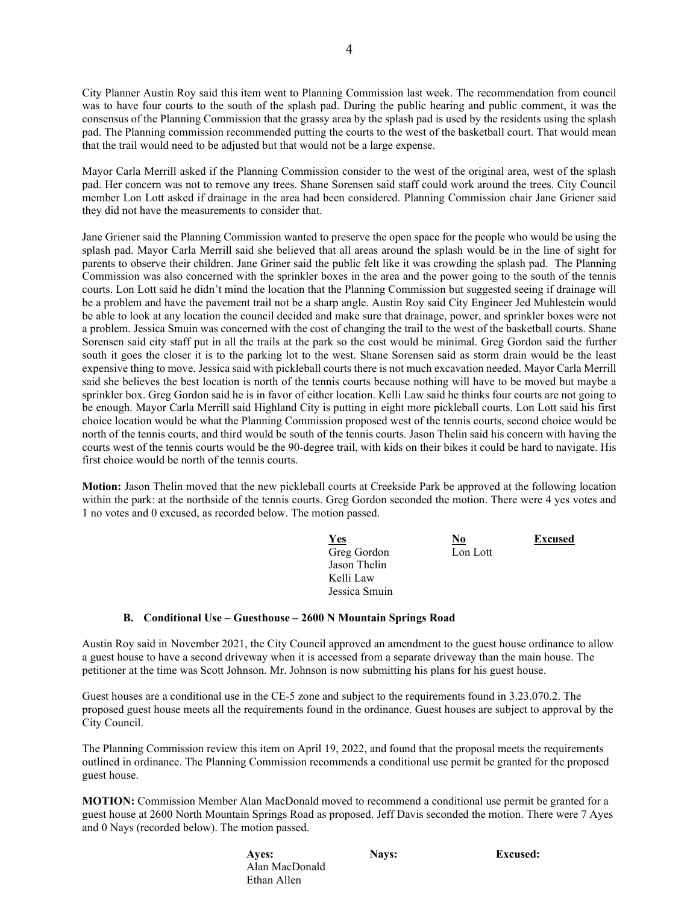City Planner Austin Roy said this item went to Planning Commission last week. The recommendation from council was to have four courts to the south of the splash pad. During the public hearing and public comment, it was the consensus of the Planning Commission that the grassy area by the splash pad is used by the residents using the splash pad. The Planning commission recommended putting the courts to the west of the basketball court. That would mean that the trail would need to be adjusted but that would not be a large expense.

Mayor Carla Merrill asked if the Planning Commission consider to the west of the original area, west of the splash pad. Her concern was not to remove any trees. Shane Sorensen said staff could work around the trees. City Council member Lon Lott asked if drainage in the area had been considered. Planning Commission chair Jane Griener said they did not have the measurements to consider that.

Jane Griener said the Planning Commission wanted to preserve the open space for the people who would be using the splash pad. Mayor Carla Merrill said she believed that all areas around the splash would be in the line of sight for parents to observe their children. Jane Griner said the public felt like it was crowding the splash pad. The Planning Commission was also concerned with the sprinkler boxes in the area and the power going to the south of the tennis courts. Lon Lott said he didn't mind the location that the Planning Commission but suggested seeing if drainage will be a problem and have the pavement trail not be a sharp angle. Austin Roy said City Engineer Jed Muhlestein would be able to look at any location the council decided and make sure that drainage, power, and sprinkler boxes were not a problem. Jessica Smuin was concerned with the cost of changing the trail to the west of the basketball courts. Shane Sorensen said city staff put in all the trails at the park so the cost would be minimal. Greg Gordon said the further south it goes the closer it is to the parking lot to the west. Shane Sorensen said as storm drain would be the least expensive thing to move. Jessica said with pickleball courts there is not much excavation needed. Mayor Carla Merrill said she believes the best location is north of the tennis courts because nothing will have to be moved but maybe a sprinkler box. Greg Gordon said he is in favor of either location. Kelli Law said he thinks four courts are not going to be enough. Mayor Carla Merrill said Highland City is putting in eight more pickleball courts. Lon Lott said his first choice location would be what the Planning Commission proposed west of the tennis courts, second choice would be north of the tennis courts, and third would be south of the tennis courts. Jason Thelin said his concern with having the courts west of the tennis courts would be the 90-degree trail, with kids on their bikes it could be hard to navigate. His first choice would be north of the tennis courts.

**Motion:** Jason Thelin moved that the new pickleball courts at Creekside Park be approved at the following location within the park: at the northside of the tennis courts. Greg Gordon seconded the motion. There were 4 yes votes and 1 no votes and 0 excused, as recorded below. The motion passed.

| Yes | No | Excused |
|---|---|---|
| Greg Gordon | Lon Lott | |
| Jason Thelin | | |
| Kelli Law | | |
| Jessica Smuin | | |

#### B. Conditional Use – Guesthouse – 2600 N Mountain Springs Road

Austin Roy said in November 2021, the City Council approved an amendment to the guest house ordinance to allow a guest house to have a second driveway when it is accessed from a separate driveway than the main house. The petitioner at the time was Scott Johnson. Mr. Johnson is now submitting his plans for his guest house.

Guest houses are a conditional use in the CE-5 zone and subject to the requirements found in 3.23.070.2. The proposed guest house meets all the requirements found in the ordinance. Guest houses are subject to approval by the City Council.

The Planning Commission review this item on April 19, 2022, and found that the proposal meets the requirements outlined in ordinance. The Planning Commission recommends a conditional use permit be granted for the proposed guest house.

**MOTION:** Commission Member Alan MacDonald moved to recommend a conditional use permit be granted for a guest house at 2600 North Mountain Springs Road as proposed. Jeff Davis seconded the motion. There were 7 Ayes and 0 Nays (recorded below). The motion passed.

| Ayes: | Nays: | Excused: |
|---|---|---|
| Alan MacDonald | | |
| Ethan Allen | | |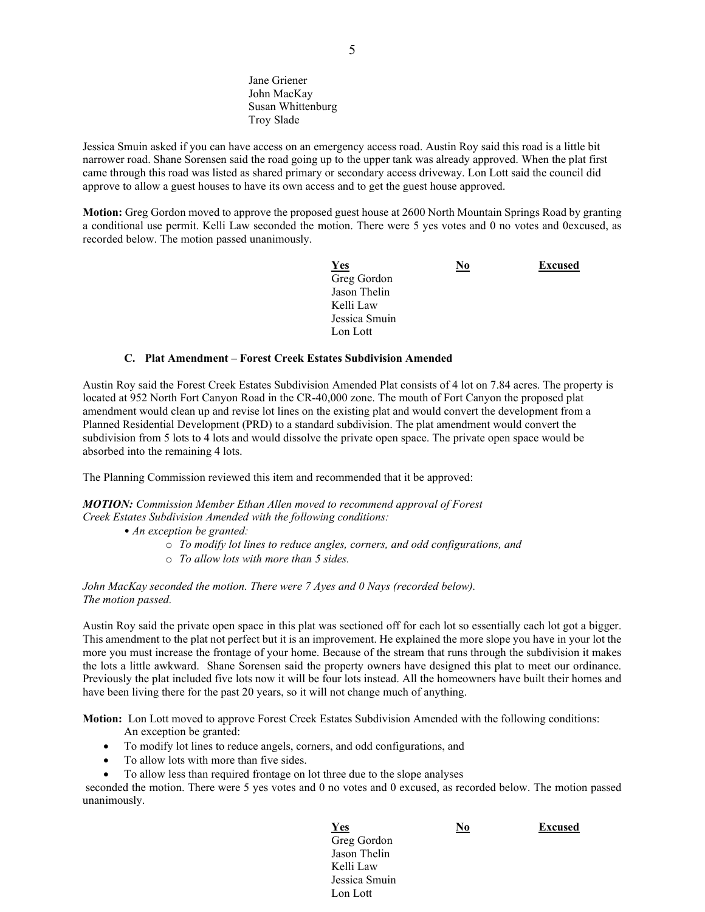Jane Griener
John MacKay
Susan Whittenburg
Troy Slade

Jessica Smuin asked if you can have access on an emergency access road. Austin Roy said this road is a little bit narrower road. Shane Sorensen said the road going up to the upper tank was already approved. When the plat first came through this road was listed as shared primary or secondary access driveway. Lon Lott said the council did approve to allow a guest houses to have its own access and to get the guest house approved.

**Motion:** Greg Gordon moved to approve the proposed guest house at 2600 North Mountain Springs Road by granting a conditional use permit. Kelli Law seconded the motion. There were 5 yes votes and 0 no votes and 0excused, as recorded below. The motion passed unanimously.

| Yes | No | Excused |
|---|---|---|
| Greg Gordon | | |
| Jason Thelin | | |
| Kelli Law | | |
| Jessica Smuin | | |
| Lon Lott | | |

### C. Plat Amendment – Forest Creek Estates Subdivision Amended

Austin Roy said the Forest Creek Estates Subdivision Amended Plat consists of 4 lot on 7.84 acres. The property is located at 952 North Fort Canyon Road in the CR-40,000 zone. The mouth of Fort Canyon the proposed plat amendment would clean up and revise lot lines on the existing plat and would convert the development from a Planned Residential Development (PRD) to a standard subdivision. The plat amendment would convert the subdivision from 5 lots to 4 lots and would dissolve the private open space. The private open space would be absorbed into the remaining 4 lots.

The Planning Commission reviewed this item and recommended that it be approved:

***MOTION:*** *Commission Member Ethan Allen moved to recommend approval of Forest Creek Estates Subdivision Amended with the following conditions:*

- *An exception be granted:*
  - *To modify lot lines to reduce angles, corners, and odd configurations, and*
  - *To allow lots with more than 5 sides.*

*John MacKay seconded the motion. There were 7 Ayes and 0 Nays (recorded below). The motion passed.*

Austin Roy said the private open space in this plat was sectioned off for each lot so essentially each lot got a bigger. This amendment to the plat not perfect but it is an improvement. He explained the more slope you have in your lot the more you must increase the frontage of your home. Because of the stream that runs through the subdivision it makes the lots a little awkward. Shane Sorensen said the property owners have designed this plat to meet our ordinance. Previously the plat included five lots now it will be four lots instead. All the homeowners have built their homes and have been living there for the past 20 years, so it will not change much of anything.

**Motion:** Lon Lott moved to approve Forest Creek Estates Subdivision Amended with the following conditions:
An exception be granted:

- To modify lot lines to reduce angels, corners, and odd configurations, and
- To allow lots with more than five sides.
- To allow less than required frontage on lot three due to the slope analyses

seconded the motion. There were 5 yes votes and 0 no votes and 0 excused, as recorded below. The motion passed unanimously.

| Yes | No | Excused |
|---|---|---|
| Greg Gordon | | |
| Jason Thelin | | |
| Kelli Law | | |
| Jessica Smuin | | |
| Lon Lott | | |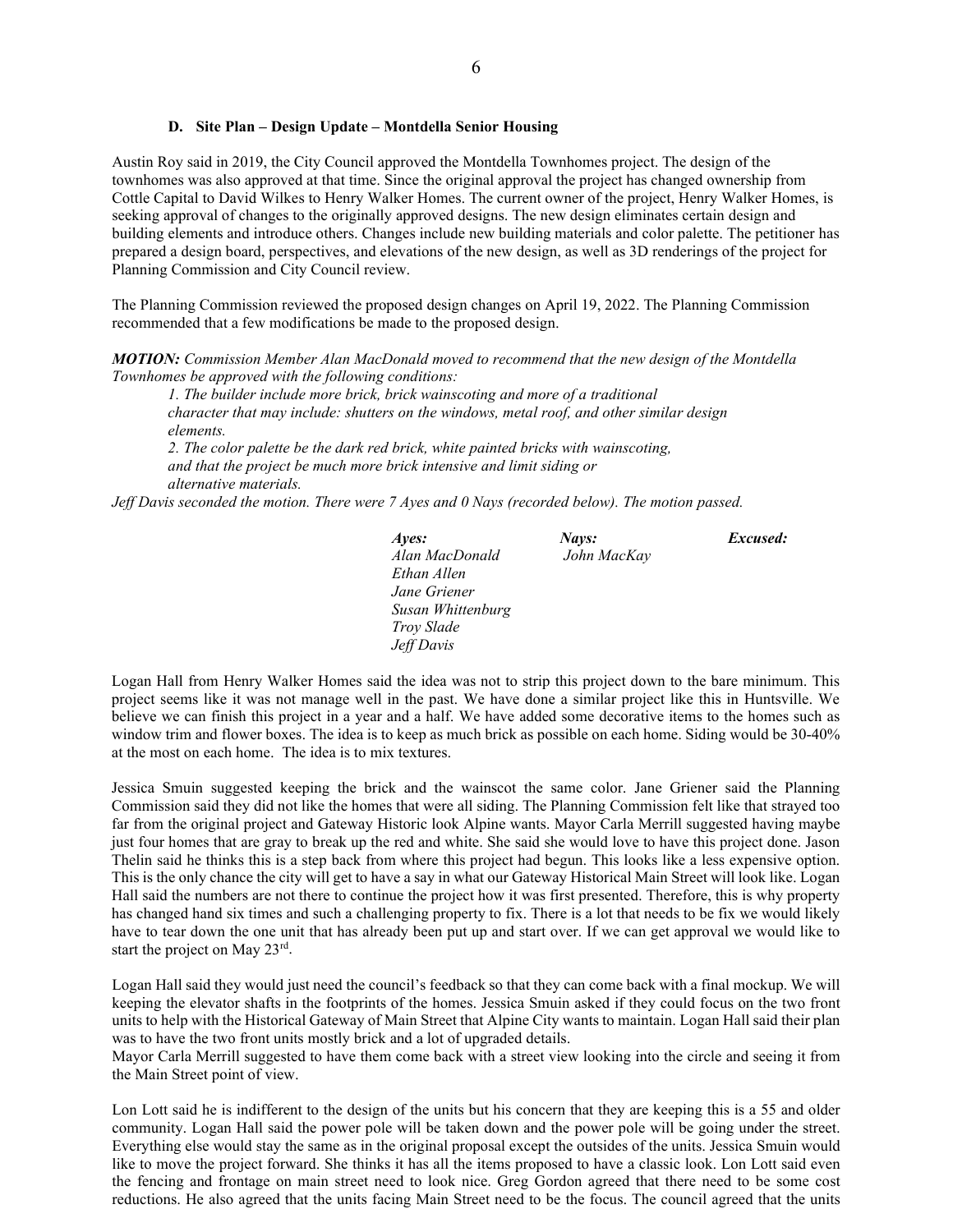### D. Site Plan – Design Update – Montdella Senior Housing

Austin Roy said in 2019, the City Council approved the Montdella Townhomes project. The design of the townhomes was also approved at that time. Since the original approval the project has changed ownership from Cottle Capital to David Wilkes to Henry Walker Homes. The current owner of the project, Henry Walker Homes, is seeking approval of changes to the originally approved designs. The new design eliminates certain design and building elements and introduce others. Changes include new building materials and color palette. The petitioner has prepared a design board, perspectives, and elevations of the new design, as well as 3D renderings of the project for Planning Commission and City Council review.

The Planning Commission reviewed the proposed design changes on April 19, 2022. The Planning Commission recommended that a few modifications be made to the proposed design.

***MOTION:*** *Commission Member Alan MacDonald moved to recommend that the new design of the Montdella Townhomes be approved with the following conditions:*

*1. The builder include more brick, brick wainscoting and more of a traditional character that may include: shutters on the windows, metal roof, and other similar design elements.*

*2. The color palette be the dark red brick, white painted bricks with wainscoting, and that the project be much more brick intensive and limit siding or alternative materials.*

*Jeff Davis seconded the motion. There were 7 Ayes and 0 Nays (recorded below). The motion passed.*

| *Ayes:* | *Nays:* | *Excused:* |
|---|---|---|
| *Alan MacDonald* | *John MacKay* | |
| *Ethan Allen* | | |
| *Jane Griener* | | |
| *Susan Whittenburg* | | |
| *Troy Slade* | | |
| *Jeff Davis* | | |

Logan Hall from Henry Walker Homes said the idea was not to strip this project down to the bare minimum. This project seems like it was not manage well in the past. We have done a similar project like this in Huntsville. We believe we can finish this project in a year and a half. We have added some decorative items to the homes such as window trim and flower boxes. The idea is to keep as much brick as possible on each home. Siding would be 30-40% at the most on each home. The idea is to mix textures.

Jessica Smuin suggested keeping the brick and the wainscot the same color. Jane Griener said the Planning Commission said they did not like the homes that were all siding. The Planning Commission felt like that strayed too far from the original project and Gateway Historic look Alpine wants. Mayor Carla Merrill suggested having maybe just four homes that are gray to break up the red and white. She said she would love to have this project done. Jason Thelin said he thinks this is a step back from where this project had begun. This looks like a less expensive option. This is the only chance the city will get to have a say in what our Gateway Historical Main Street will look like. Logan Hall said the numbers are not there to continue the project how it was first presented. Therefore, this is why property has changed hand six times and such a challenging property to fix. There is a lot that needs to be fix we would likely have to tear down the one unit that has already been put up and start over. If we can get approval we would like to start the project on May 23rd.

Logan Hall said they would just need the council's feedback so that they can come back with a final mockup. We will keeping the elevator shafts in the footprints of the homes. Jessica Smuin asked if they could focus on the two front units to help with the Historical Gateway of Main Street that Alpine City wants to maintain. Logan Hall said their plan was to have the two front units mostly brick and a lot of upgraded details.

Mayor Carla Merrill suggested to have them come back with a street view looking into the circle and seeing it from the Main Street point of view.

Lon Lott said he is indifferent to the design of the units but his concern that they are keeping this is a 55 and older community. Logan Hall said the power pole will be taken down and the power pole will be going under the street. Everything else would stay the same as in the original proposal except the outsides of the units. Jessica Smuin would like to move the project forward. She thinks it has all the items proposed to have a classic look. Lon Lott said even the fencing and frontage on main street need to look nice. Greg Gordon agreed that there need to be some cost reductions. He also agreed that the units facing Main Street need to be the focus. The council agreed that the units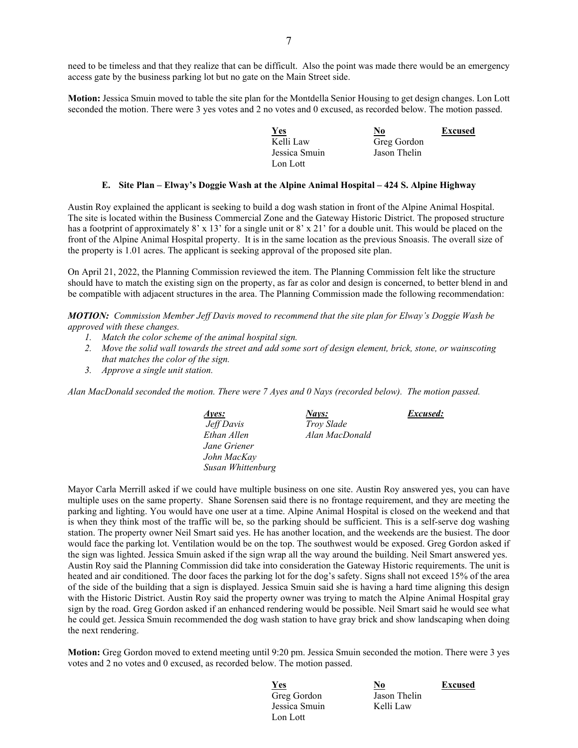need to be timeless and that they realize that can be difficult. Also the point was made there would be an emergency access gate by the business parking lot but no gate on the Main Street side.

**Motion:** Jessica Smuin moved to table the site plan for the Montdella Senior Housing to get design changes. Lon Lott seconded the motion. There were 3 yes votes and 2 no votes and 0 excused, as recorded below. The motion passed.

| Yes | No | Excused |
|---|---|---|
| Kelli Law | Greg Gordon | |
| Jessica Smuin | Jason Thelin | |
| Lon Lott | | |

### E. Site Plan – Elway's Doggie Wash at the Alpine Animal Hospital – 424 S. Alpine Highway

Austin Roy explained the applicant is seeking to build a dog wash station in front of the Alpine Animal Hospital. The site is located within the Business Commercial Zone and the Gateway Historic District. The proposed structure has a footprint of approximately 8' x 13' for a single unit or 8' x 21' for a double unit. This would be placed on the front of the Alpine Animal Hospital property. It is in the same location as the previous Snoasis. The overall size of the property is 1.01 acres. The applicant is seeking approval of the proposed site plan.

On April 21, 2022, the Planning Commission reviewed the item. The Planning Commission felt like the structure should have to match the existing sign on the property, as far as color and design is concerned, to better blend in and be compatible with adjacent structures in the area. The Planning Commission made the following recommendation:

***MOTION:*** *Commission Member Jeff Davis moved to recommend that the site plan for Elway's Doggie Wash be approved with these changes.*

1. *Match the color scheme of the animal hospital sign.*
2. *Move the solid wall towards the street and add some sort of design element, brick, stone, or wainscoting that matches the color of the sign.*
3. *Approve a single unit station.*

*Alan MacDonald seconded the motion. There were 7 Ayes and 0 Nays (recorded below). The motion passed.*

| *Ayes:* | *Nays:* | *Excused:* |
|---|---|---|
| *Jeff Davis* | *Troy Slade* | |
| *Ethan Allen* | *Alan MacDonald* | |
| *Jane Griener* | | |
| *John MacKay* | | |
| *Susan Whittenburg* | | |

Mayor Carla Merrill asked if we could have multiple business on one site. Austin Roy answered yes, you can have multiple uses on the same property. Shane Sorensen said there is no frontage requirement, and they are meeting the parking and lighting. You would have one user at a time. Alpine Animal Hospital is closed on the weekend and that is when they think most of the traffic will be, so the parking should be sufficient. This is a self-serve dog washing station. The property owner Neil Smart said yes. He has another location, and the weekends are the busiest. The door would face the parking lot. Ventilation would be on the top. The southwest would be exposed. Greg Gordon asked if the sign was lighted. Jessica Smuin asked if the sign wrap all the way around the building. Neil Smart answered yes. Austin Roy said the Planning Commission did take into consideration the Gateway Historic requirements. The unit is heated and air conditioned. The door faces the parking lot for the dog's safety. Signs shall not exceed 15% of the area of the side of the building that a sign is displayed. Jessica Smuin said she is having a hard time aligning this design with the Historic District. Austin Roy said the property owner was trying to match the Alpine Animal Hospital gray sign by the road. Greg Gordon asked if an enhanced rendering would be possible. Neil Smart said he would see what he could get. Jessica Smuin recommended the dog wash station to have gray brick and show landscaping when doing the next rendering.

**Motion:** Greg Gordon moved to extend meeting until 9:20 pm. Jessica Smuin seconded the motion. There were 3 yes votes and 2 no votes and 0 excused, as recorded below. The motion passed.

| Yes | No | Excused |
|---|---|---|
| Greg Gordon | Jason Thelin | |
| Jessica Smuin | Kelli Law | |
| Lon Lott | | |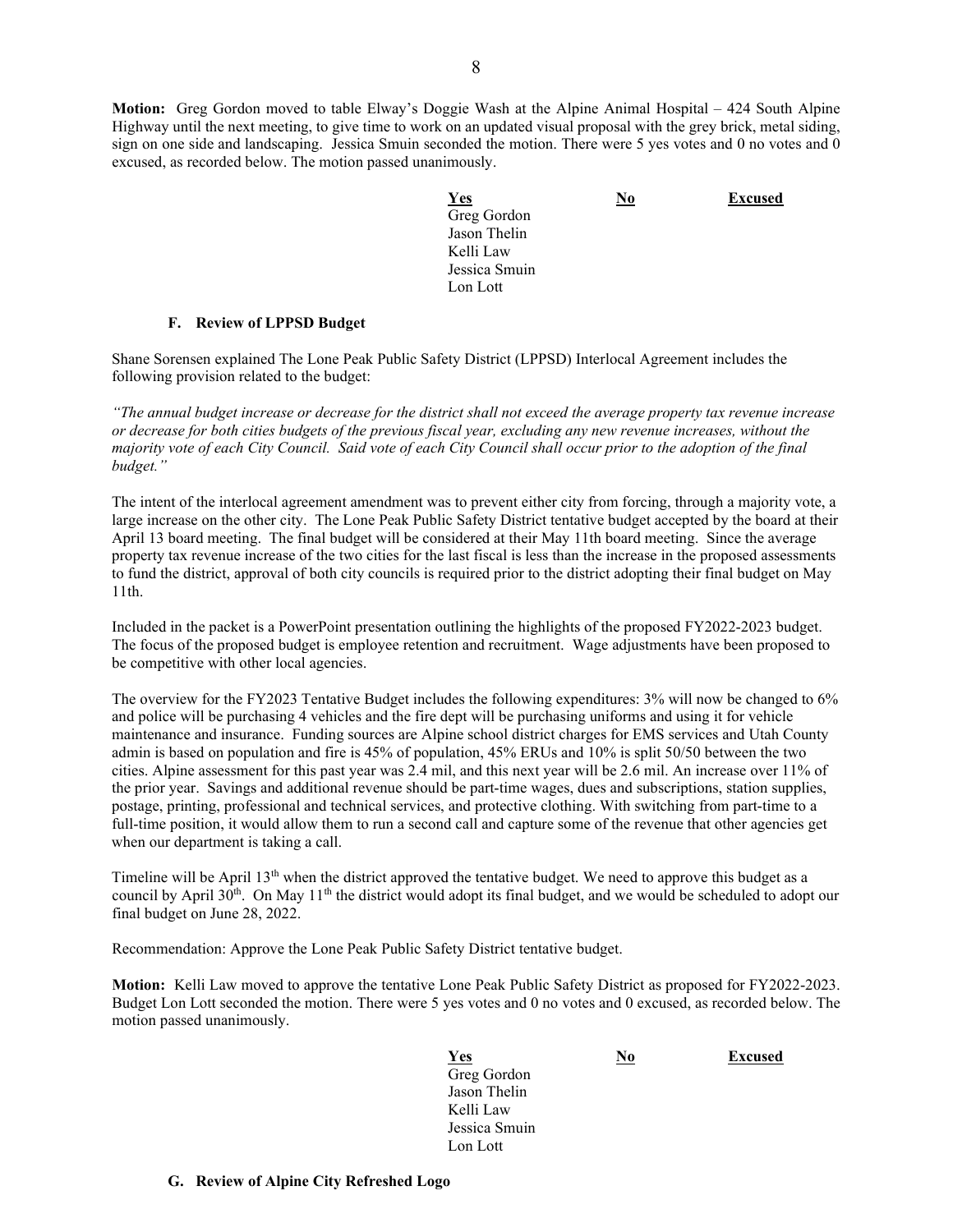**Motion:** Greg Gordon moved to table Elway's Doggie Wash at the Alpine Animal Hospital – 424 South Alpine Highway until the next meeting, to give time to work on an updated visual proposal with the grey brick, metal siding, sign on one side and landscaping. Jessica Smuin seconded the motion. There were 5 yes votes and 0 no votes and 0 excused, as recorded below. The motion passed unanimously.

| Yes | No | Excused |
|---|---|---|
| Greg Gordon | | |
| Jason Thelin | | |
| Kelli Law | | |
| Jessica Smuin | | |
| Lon Lott | | |

### F. Review of LPPSD Budget

Shane Sorensen explained The Lone Peak Public Safety District (LPPSD) Interlocal Agreement includes the following provision related to the budget:

*"The annual budget increase or decrease for the district shall not exceed the average property tax revenue increase or decrease for both cities budgets of the previous fiscal year, excluding any new revenue increases, without the majority vote of each City Council. Said vote of each City Council shall occur prior to the adoption of the final budget."*

The intent of the interlocal agreement amendment was to prevent either city from forcing, through a majority vote, a large increase on the other city. The Lone Peak Public Safety District tentative budget accepted by the board at their April 13 board meeting. The final budget will be considered at their May 11th board meeting. Since the average property tax revenue increase of the two cities for the last fiscal is less than the increase in the proposed assessments to fund the district, approval of both city councils is required prior to the district adopting their final budget on May 11th.

Included in the packet is a PowerPoint presentation outlining the highlights of the proposed FY2022-2023 budget. The focus of the proposed budget is employee retention and recruitment. Wage adjustments have been proposed to be competitive with other local agencies.

The overview for the FY2023 Tentative Budget includes the following expenditures: 3% will now be changed to 6% and police will be purchasing 4 vehicles and the fire dept will be purchasing uniforms and using it for vehicle maintenance and insurance. Funding sources are Alpine school district charges for EMS services and Utah County admin is based on population and fire is 45% of population, 45% ERUs and 10% is split 50/50 between the two cities. Alpine assessment for this past year was 2.4 mil, and this next year will be 2.6 mil. An increase over 11% of the prior year. Savings and additional revenue should be part-time wages, dues and subscriptions, station supplies, postage, printing, professional and technical services, and protective clothing. With switching from part-time to a full-time position, it would allow them to run a second call and capture some of the revenue that other agencies get when our department is taking a call.

Timeline will be April 13th when the district approved the tentative budget. We need to approve this budget as a council by April 30th. On May 11th the district would adopt its final budget, and we would be scheduled to adopt our final budget on June 28, 2022.

Recommendation: Approve the Lone Peak Public Safety District tentative budget.

**Motion:** Kelli Law moved to approve the tentative Lone Peak Public Safety District as proposed for FY2022-2023. Budget Lon Lott seconded the motion. There were 5 yes votes and 0 no votes and 0 excused, as recorded below. The motion passed unanimously.

| Yes | No | Excused |
|---|---|---|
| Greg Gordon | | |
| Jason Thelin | | |
| Kelli Law | | |
| Jessica Smuin | | |
| Lon Lott | | |

### G. Review of Alpine City Refreshed Logo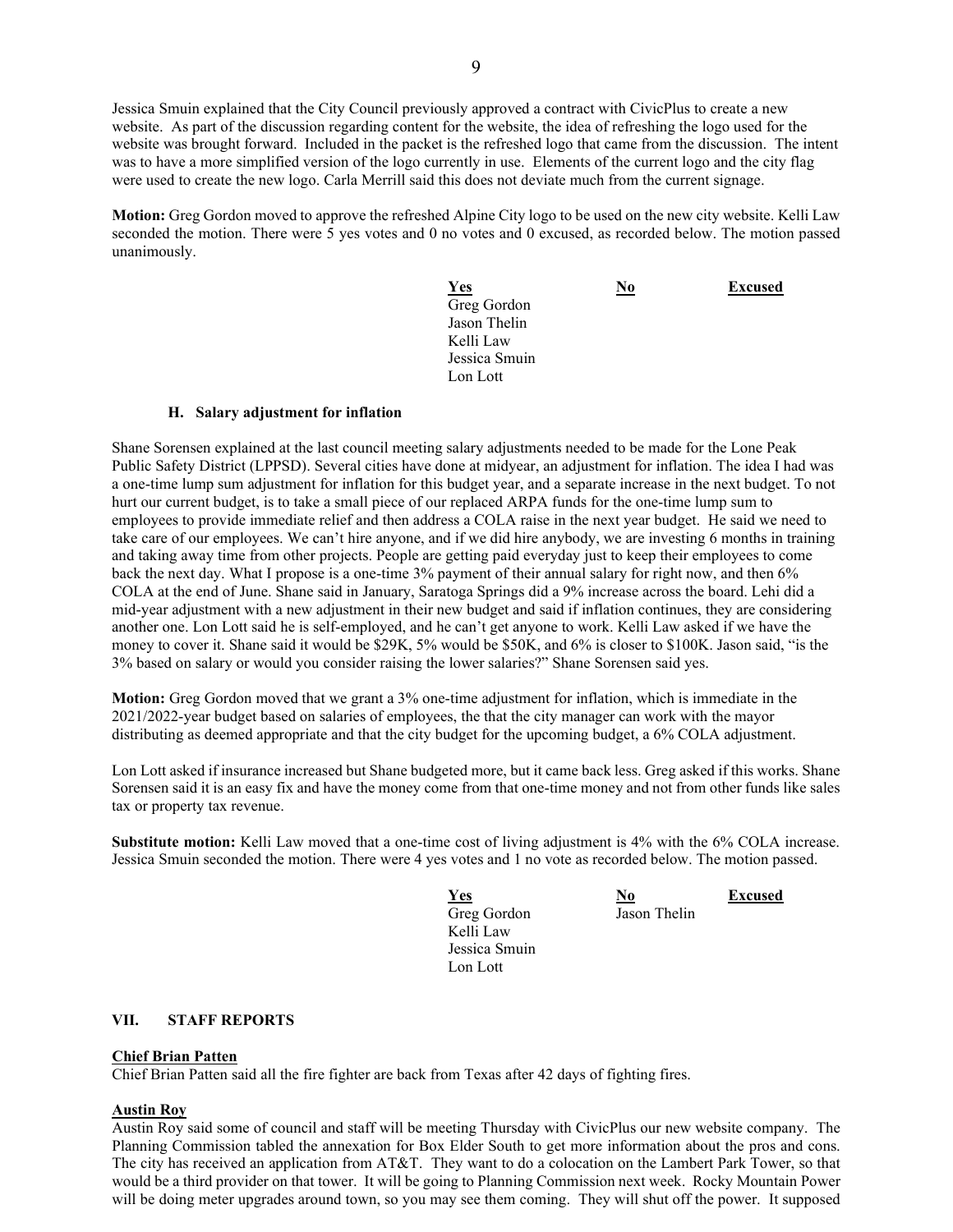Jessica Smuin explained that the City Council previously approved a contract with CivicPlus to create a new website. As part of the discussion regarding content for the website, the idea of refreshing the logo used for the website was brought forward. Included in the packet is the refreshed logo that came from the discussion. The intent was to have a more simplified version of the logo currently in use. Elements of the current logo and the city flag were used to create the new logo. Carla Merrill said this does not deviate much from the current signage.

**Motion:** Greg Gordon moved to approve the refreshed Alpine City logo to be used on the new city website. Kelli Law seconded the motion. There were 5 yes votes and 0 no votes and 0 excused, as recorded below. The motion passed unanimously.

| Yes | No | Excused |
|---|---|---|
| Greg Gordon | | |
| Jason Thelin | | |
| Kelli Law | | |
| Jessica Smuin | | |
| Lon Lott | | |

### H. Salary adjustment for inflation

Shane Sorensen explained at the last council meeting salary adjustments needed to be made for the Lone Peak Public Safety District (LPPSD). Several cities have done at midyear, an adjustment for inflation. The idea I had was a one-time lump sum adjustment for inflation for this budget year, and a separate increase in the next budget. To not hurt our current budget, is to take a small piece of our replaced ARPA funds for the one-time lump sum to employees to provide immediate relief and then address a COLA raise in the next year budget. He said we need to take care of our employees. We can't hire anyone, and if we did hire anybody, we are investing 6 months in training and taking away time from other projects. People are getting paid everyday just to keep their employees to come back the next day. What I propose is a one-time 3% payment of their annual salary for right now, and then 6% COLA at the end of June. Shane said in January, Saratoga Springs did a 9% increase across the board. Lehi did a mid-year adjustment with a new adjustment in their new budget and said if inflation continues, they are considering another one. Lon Lott said he is self-employed, and he can't get anyone to work. Kelli Law asked if we have the money to cover it. Shane said it would be $29K, 5% would be $50K, and 6% is closer to $100K. Jason said, "is the 3% based on salary or would you consider raising the lower salaries?" Shane Sorensen said yes.

**Motion:** Greg Gordon moved that we grant a 3% one-time adjustment for inflation, which is immediate in the 2021/2022-year budget based on salaries of employees, the that the city manager can work with the mayor distributing as deemed appropriate and that the city budget for the upcoming budget, a 6% COLA adjustment.

Lon Lott asked if insurance increased but Shane budgeted more, but it came back less. Greg asked if this works. Shane Sorensen said it is an easy fix and have the money come from that one-time money and not from other funds like sales tax or property tax revenue.

**Substitute motion:** Kelli Law moved that a one-time cost of living adjustment is 4% with the 6% COLA increase. Jessica Smuin seconded the motion. There were 4 yes votes and 1 no vote as recorded below. The motion passed.

| Yes | No | Excused |
|---|---|---|
| Greg Gordon | Jason Thelin | |
| Kelli Law | | |
| Jessica Smuin | | |
| Lon Lott | | |

## VII. STAFF REPORTS

**Chief Brian Patten**

Chief Brian Patten said all the fire fighter are back from Texas after 42 days of fighting fires.

**Austin Roy**

Austin Roy said some of council and staff will be meeting Thursday with CivicPlus our new website company. The Planning Commission tabled the annexation for Box Elder South to get more information about the pros and cons. The city has received an application from AT&T. They want to do a colocation on the Lambert Park Tower, so that would be a third provider on that tower. It will be going to Planning Commission next week. Rocky Mountain Power will be doing meter upgrades around town, so you may see them coming. They will shut off the power. It supposed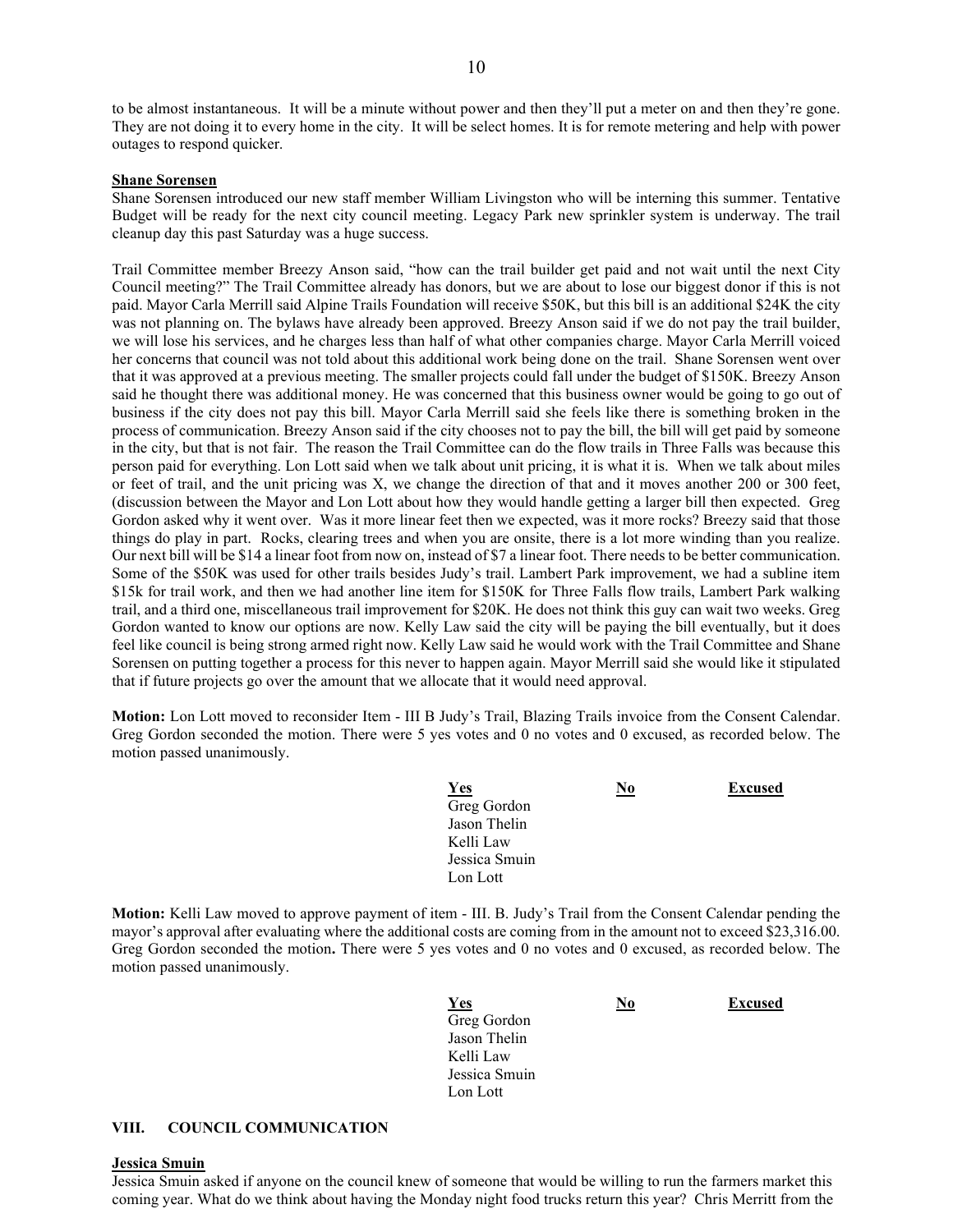to be almost instantaneous. It will be a minute without power and then they'll put a meter on and then they're gone. They are not doing it to every home in the city. It will be select homes. It is for remote metering and help with power outages to respond quicker.

**Shane Sorensen**

Shane Sorensen introduced our new staff member William Livingston who will be interning this summer. Tentative Budget will be ready for the next city council meeting. Legacy Park new sprinkler system is underway. The trail cleanup day this past Saturday was a huge success.

Trail Committee member Breezy Anson said, "how can the trail builder get paid and not wait until the next City Council meeting?" The Trail Committee already has donors, but we are about to lose our biggest donor if this is not paid. Mayor Carla Merrill said Alpine Trails Foundation will receive $50K, but this bill is an additional $24K the city was not planning on. The bylaws have already been approved. Breezy Anson said if we do not pay the trail builder, we will lose his services, and he charges less than half of what other companies charge. Mayor Carla Merrill voiced her concerns that council was not told about this additional work being done on the trail. Shane Sorensen went over that it was approved at a previous meeting. The smaller projects could fall under the budget of $150K. Breezy Anson said he thought there was additional money. He was concerned that this business owner would be going to go out of business if the city does not pay this bill. Mayor Carla Merrill said she feels like there is something broken in the process of communication. Breezy Anson said if the city chooses not to pay the bill, the bill will get paid by someone in the city, but that is not fair. The reason the Trail Committee can do the flow trails in Three Falls was because this person paid for everything. Lon Lott said when we talk about unit pricing, it is what it is. When we talk about miles or feet of trail, and the unit pricing was X, we change the direction of that and it moves another 200 or 300 feet, (discussion between the Mayor and Lon Lott about how they would handle getting a larger bill then expected. Greg Gordon asked why it went over. Was it more linear feet then we expected, was it more rocks? Breezy said that those things do play in part. Rocks, clearing trees and when you are onsite, there is a lot more winding than you realize. Our next bill will be $14 a linear foot from now on, instead of $7 a linear foot. There needs to be better communication. Some of the $50K was used for other trails besides Judy's trail. Lambert Park improvement, we had a subline item $15k for trail work, and then we had another line item for $150K for Three Falls flow trails, Lambert Park walking trail, and a third one, miscellaneous trail improvement for $20K. He does not think this guy can wait two weeks. Greg Gordon wanted to know our options are now. Kelly Law said the city will be paying the bill eventually, but it does feel like council is being strong armed right now. Kelly Law said he would work with the Trail Committee and Shane Sorensen on putting together a process for this never to happen again. Mayor Merrill said she would like it stipulated that if future projects go over the amount that we allocate that it would need approval.

**Motion:** Lon Lott moved to reconsider Item - III B Judy's Trail, Blazing Trails invoice from the Consent Calendar. Greg Gordon seconded the motion. There were 5 yes votes and 0 no votes and 0 excused, as recorded below. The motion passed unanimously.

| Yes | No | Excused |
|---|---|---|
| Greg Gordon | | |
| Jason Thelin | | |
| Kelli Law | | |
| Jessica Smuin | | |
| Lon Lott | | |

**Motion:** Kelli Law moved to approve payment of item - III. B. Judy's Trail from the Consent Calendar pending the mayor's approval after evaluating where the additional costs are coming from in the amount not to exceed $23,316.00. Greg Gordon seconded the motion**.** There were 5 yes votes and 0 no votes and 0 excused, as recorded below. The motion passed unanimously.

| Yes | No | Excused |
|---|---|---|
| Greg Gordon | | |
| Jason Thelin | | |
| Kelli Law | | |
| Jessica Smuin | | |
| Lon Lott | | |

## VIII. COUNCIL COMMUNICATION

**Jessica Smuin**

Jessica Smuin asked if anyone on the council knew of someone that would be willing to run the farmers market this coming year. What do we think about having the Monday night food trucks return this year? Chris Merritt from the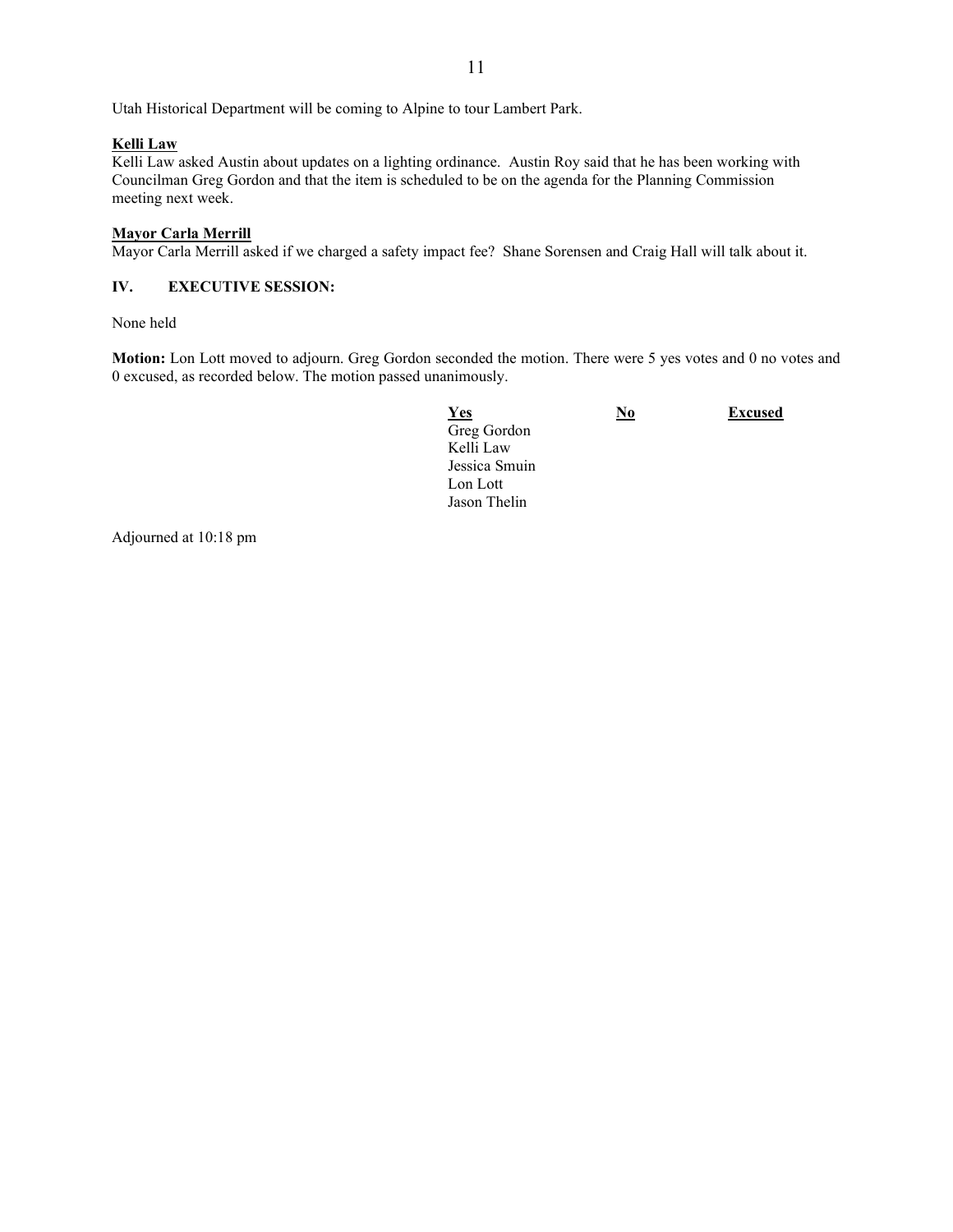Utah Historical Department will be coming to Alpine to tour Lambert Park.

**Kelli Law**

Kelli Law asked Austin about updates on a lighting ordinance. Austin Roy said that he has been working with Councilman Greg Gordon and that the item is scheduled to be on the agenda for the Planning Commission meeting next week.

**Mayor Carla Merrill**

Mayor Carla Merrill asked if we charged a safety impact fee? Shane Sorensen and Craig Hall will talk about it.

## IV. EXECUTIVE SESSION:

None held

**Motion:** Lon Lott moved to adjourn. Greg Gordon seconded the motion. There were 5 yes votes and 0 no votes and 0 excused, as recorded below. The motion passed unanimously.

| Yes | No | Excused |
|---|---|---|
| Greg Gordon | | |
| Kelli Law | | |
| Jessica Smuin | | |
| Lon Lott | | |
| Jason Thelin | | |

Adjourned at 10:18 pm